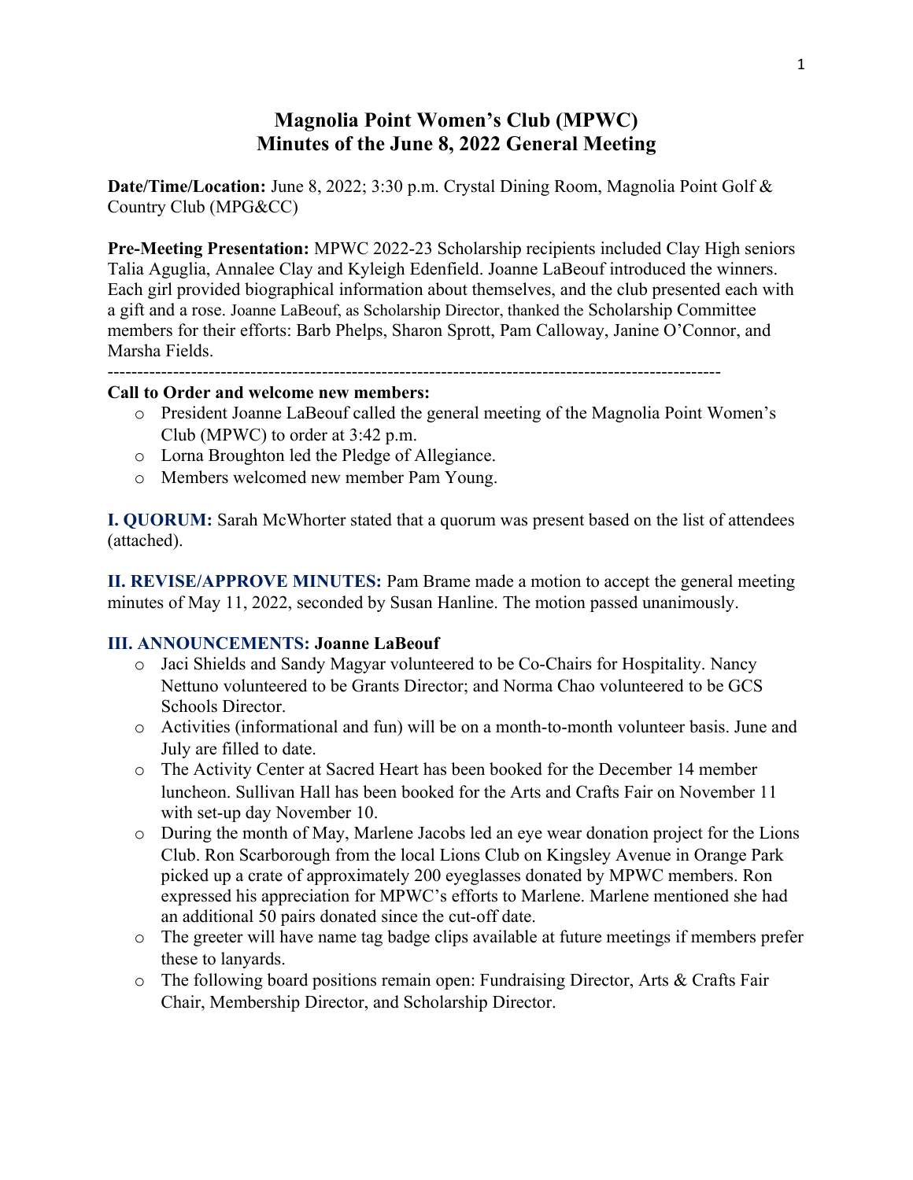# Magnolia Point Women's Club (MPWC)
# Minutes of the June 8, 2022 General Meeting

**Date/Time/Location:** June 8, 2022; 3:30 p.m. Crystal Dining Room, Magnolia Point Golf & Country Club (MPG&CC)

**Pre-Meeting Presentation:** MPWC 2022-23 Scholarship recipients included Clay High seniors Talia Aguglia, Annalee Clay and Kyleigh Edenfield. Joanne LaBeouf introduced the winners. Each girl provided biographical information about themselves, and the club presented each with a gift and a rose. Joanne LaBeouf, as Scholarship Director, thanked the Scholarship Committee members for their efforts: Barb Phelps, Sharon Sprott, Pam Calloway, Janine O'Connor, and Marsha Fields.

---

**Call to Order and welcome new members:**

- President Joanne LaBeouf called the general meeting of the Magnolia Point Women's Club (MPWC) to order at 3:42 p.m.
- Lorna Broughton led the Pledge of Allegiance.
- Members welcomed new member Pam Young.

**I. QUORUM:** Sarah McWhorter stated that a quorum was present based on the list of attendees (attached).

**II. REVISE/APPROVE MINUTES:** Pam Brame made a motion to accept the general meeting minutes of May 11, 2022, seconded by Susan Hanline. The motion passed unanimously.

**III. ANNOUNCEMENTS: Joanne LaBeouf**

- Jaci Shields and Sandy Magyar volunteered to be Co-Chairs for Hospitality. Nancy Nettuno volunteered to be Grants Director; and Norma Chao volunteered to be GCS Schools Director.
- Activities (informational and fun) will be on a month-to-month volunteer basis. June and July are filled to date.
- The Activity Center at Sacred Heart has been booked for the December 14 member luncheon. Sullivan Hall has been booked for the Arts and Crafts Fair on November 11 with set-up day November 10.
- During the month of May, Marlene Jacobs led an eye wear donation project for the Lions Club. Ron Scarborough from the local Lions Club on Kingsley Avenue in Orange Park picked up a crate of approximately 200 eyeglasses donated by MPWC members. Ron expressed his appreciation for MPWC's efforts to Marlene. Marlene mentioned she had an additional 50 pairs donated since the cut-off date.
- The greeter will have name tag badge clips available at future meetings if members prefer these to lanyards.
- The following board positions remain open: Fundraising Director, Arts & Crafts Fair Chair, Membership Director, and Scholarship Director.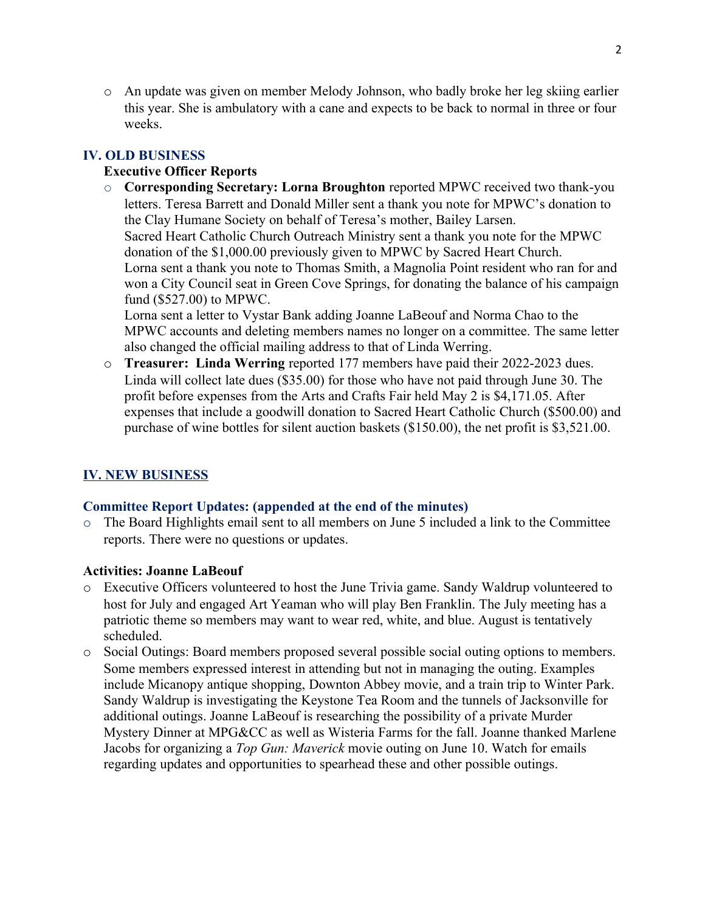- An update was given on member Melody Johnson, who badly broke her leg skiing earlier this year. She is ambulatory with a cane and expects to be back to normal in three or four weeks.

## IV. OLD BUSINESS

**Executive Officer Reports**

- **Corresponding Secretary: Lorna Broughton** reported MPWC received two thank-you letters. Teresa Barrett and Donald Miller sent a thank you note for MPWC's donation to the Clay Humane Society on behalf of Teresa's mother, Bailey Larsen.
  Sacred Heart Catholic Church Outreach Ministry sent a thank you note for the MPWC donation of the $1,000.00 previously given to MPWC by Sacred Heart Church.
  Lorna sent a thank you note to Thomas Smith, a Magnolia Point resident who ran for and won a City Council seat in Green Cove Springs, for donating the balance of his campaign fund ($527.00) to MPWC.
  Lorna sent a letter to Vystar Bank adding Joanne LaBeouf and Norma Chao to the MPWC accounts and deleting members names no longer on a committee. The same letter also changed the official mailing address to that of Linda Werring.
- **Treasurer: Linda Werring** reported 177 members have paid their 2022-2023 dues. Linda will collect late dues ($35.00) for those who have not paid through June 30. The profit before expenses from the Arts and Crafts Fair held May 2 is $4,171.05. After expenses that include a goodwill donation to Sacred Heart Catholic Church ($500.00) and purchase of wine bottles for silent auction baskets ($150.00), the net profit is $3,521.00.

## IV. NEW BUSINESS

**Committee Report Updates: (appended at the end of the minutes)**

- The Board Highlights email sent to all members on June 5 included a link to the Committee reports. There were no questions or updates.

**Activities: Joanne LaBeouf**

- Executive Officers volunteered to host the June Trivia game. Sandy Waldrup volunteered to host for July and engaged Art Yeaman who will play Ben Franklin. The July meeting has a patriotic theme so members may want to wear red, white, and blue. August is tentatively scheduled.
- Social Outings: Board members proposed several possible social outing options to members. Some members expressed interest in attending but not in managing the outing. Examples include Micanopy antique shopping, Downton Abbey movie, and a train trip to Winter Park. Sandy Waldrup is investigating the Keystone Tea Room and the tunnels of Jacksonville for additional outings. Joanne LaBeouf is researching the possibility of a private Murder Mystery Dinner at MPG&CC as well as Wisteria Farms for the fall. Joanne thanked Marlene Jacobs for organizing a *Top Gun: Maverick* movie outing on June 10. Watch for emails regarding updates and opportunities to spearhead these and other possible outings.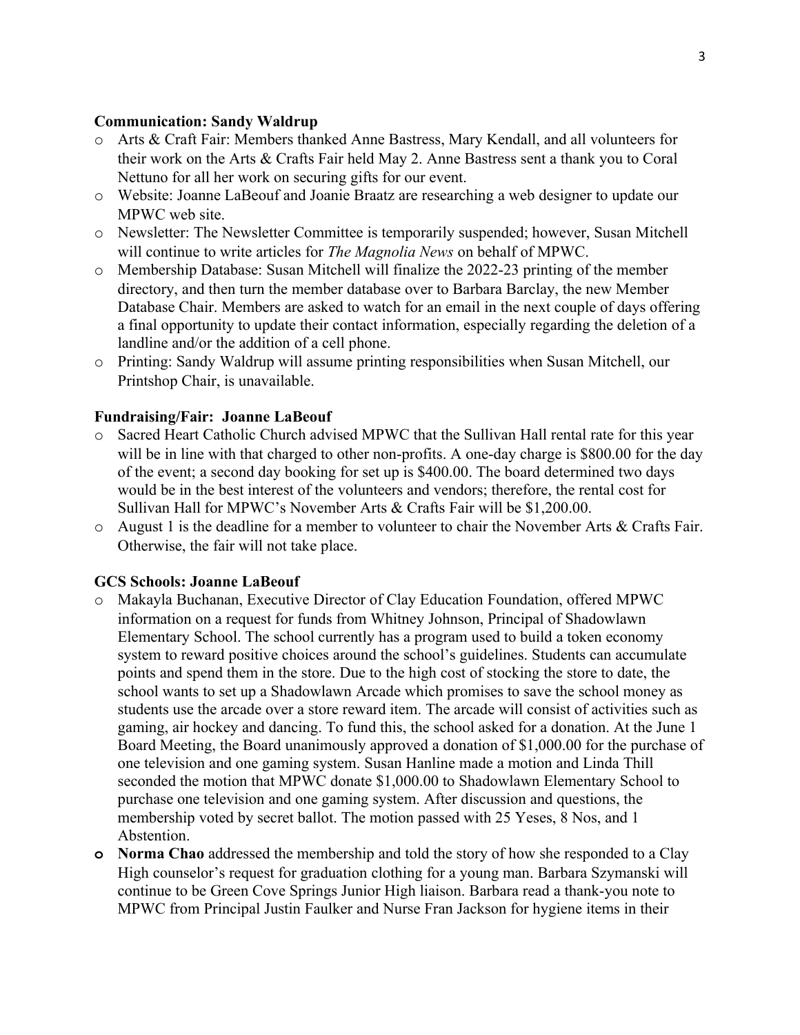**Communication: Sandy Waldrup**

- Arts & Craft Fair: Members thanked Anne Bastress, Mary Kendall, and all volunteers for their work on the Arts & Crafts Fair held May 2. Anne Bastress sent a thank you to Coral Nettuno for all her work on securing gifts for our event.
- Website: Joanne LaBeouf and Joanie Braatz are researching a web designer to update our MPWC web site.
- Newsletter: The Newsletter Committee is temporarily suspended; however, Susan Mitchell will continue to write articles for *The Magnolia News* on behalf of MPWC.
- Membership Database: Susan Mitchell will finalize the 2022-23 printing of the member directory, and then turn the member database over to Barbara Barclay, the new Member Database Chair. Members are asked to watch for an email in the next couple of days offering a final opportunity to update their contact information, especially regarding the deletion of a landline and/or the addition of a cell phone.
- Printing: Sandy Waldrup will assume printing responsibilities when Susan Mitchell, our Printshop Chair, is unavailable.

**Fundraising/Fair: Joanne LaBeouf**

- Sacred Heart Catholic Church advised MPWC that the Sullivan Hall rental rate for this year will be in line with that charged to other non-profits. A one-day charge is $800.00 for the day of the event; a second day booking for set up is $400.00. The board determined two days would be in the best interest of the volunteers and vendors; therefore, the rental cost for Sullivan Hall for MPWC's November Arts & Crafts Fair will be $1,200.00.
- August 1 is the deadline for a member to volunteer to chair the November Arts & Crafts Fair. Otherwise, the fair will not take place.

**GCS Schools: Joanne LaBeouf**

- Makayla Buchanan, Executive Director of Clay Education Foundation, offered MPWC information on a request for funds from Whitney Johnson, Principal of Shadowlawn Elementary School. The school currently has a program used to build a token economy system to reward positive choices around the school's guidelines. Students can accumulate points and spend them in the store. Due to the high cost of stocking the store to date, the school wants to set up a Shadowlawn Arcade which promises to save the school money as students use the arcade over a store reward item. The arcade will consist of activities such as gaming, air hockey and dancing. To fund this, the school asked for a donation. At the June 1 Board Meeting, the Board unanimously approved a donation of $1,000.00 for the purchase of one television and one gaming system. Susan Hanline made a motion and Linda Thill seconded the motion that MPWC donate $1,000.00 to Shadowlawn Elementary School to purchase one television and one gaming system. After discussion and questions, the membership voted by secret ballot. The motion passed with 25 Yeses, 8 Nos, and 1 Abstention.
- **Norma Chao** addressed the membership and told the story of how she responded to a Clay High counselor's request for graduation clothing for a young man. Barbara Szymanski will continue to be Green Cove Springs Junior High liaison. Barbara read a thank-you note to MPWC from Principal Justin Faulker and Nurse Fran Jackson for hygiene items in their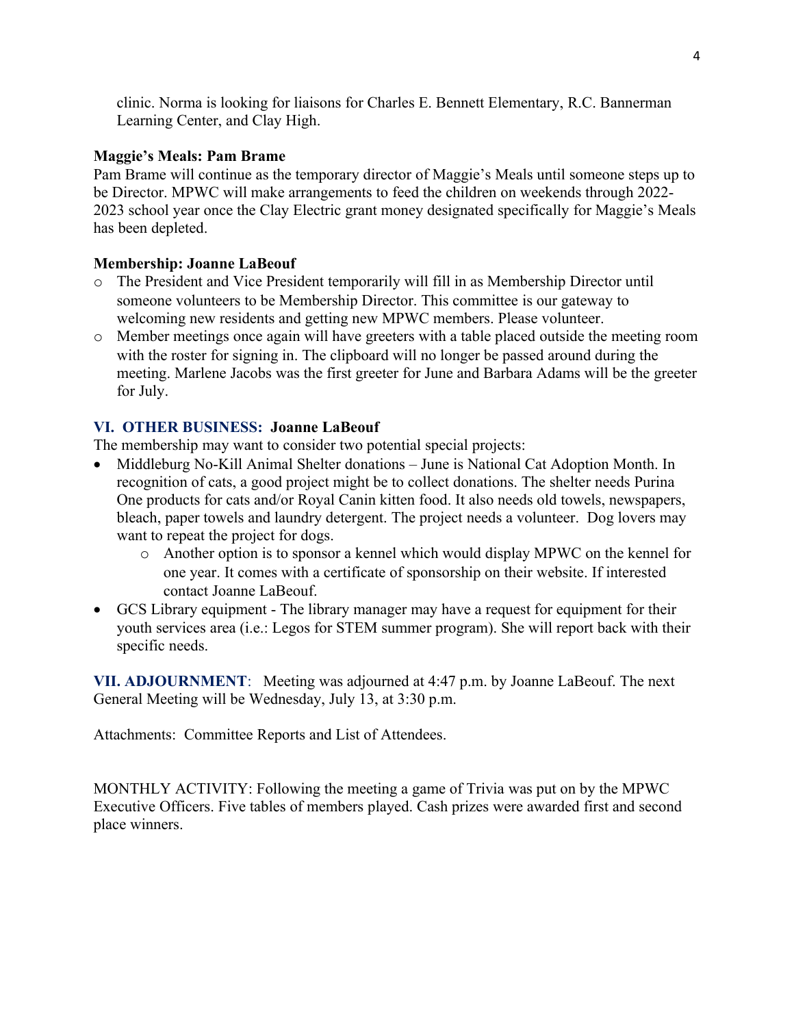clinic. Norma is looking for liaisons for Charles E. Bennett Elementary, R.C. Bannerman Learning Center, and Clay High.

**Maggie's Meals: Pam Brame**

Pam Brame will continue as the temporary director of Maggie's Meals until someone steps up to be Director. MPWC will make arrangements to feed the children on weekends through 2022-2023 school year once the Clay Electric grant money designated specifically for Maggie's Meals has been depleted.

**Membership: Joanne LaBeouf**

- The President and Vice President temporarily will fill in as Membership Director until someone volunteers to be Membership Director. This committee is our gateway to welcoming new residents and getting new MPWC members. Please volunteer.
- Member meetings once again will have greeters with a table placed outside the meeting room with the roster for signing in. The clipboard will no longer be passed around during the meeting. Marlene Jacobs was the first greeter for June and Barbara Adams will be the greeter for July.

## VI. OTHER BUSINESS: Joanne LaBeouf

The membership may want to consider two potential special projects:

- Middleburg No-Kill Animal Shelter donations – June is National Cat Adoption Month. In recognition of cats, a good project might be to collect donations. The shelter needs Purina One products for cats and/or Royal Canin kitten food. It also needs old towels, newspapers, bleach, paper towels and laundry detergent. The project needs a volunteer. Dog lovers may want to repeat the project for dogs.
    - Another option is to sponsor a kennel which would display MPWC on the kennel for one year. It comes with a certificate of sponsorship on their website. If interested contact Joanne LaBeouf.
- GCS Library equipment - The library manager may have a request for equipment for their youth services area (i.e.: Legos for STEM summer program). She will report back with their specific needs.

**VII. ADJOURNMENT**: Meeting was adjourned at 4:47 p.m. by Joanne LaBeouf. The next General Meeting will be Wednesday, July 13, at 3:30 p.m.

Attachments: Committee Reports and List of Attendees.

MONTHLY ACTIVITY: Following the meeting a game of Trivia was put on by the MPWC Executive Officers. Five tables of members played. Cash prizes were awarded first and second place winners.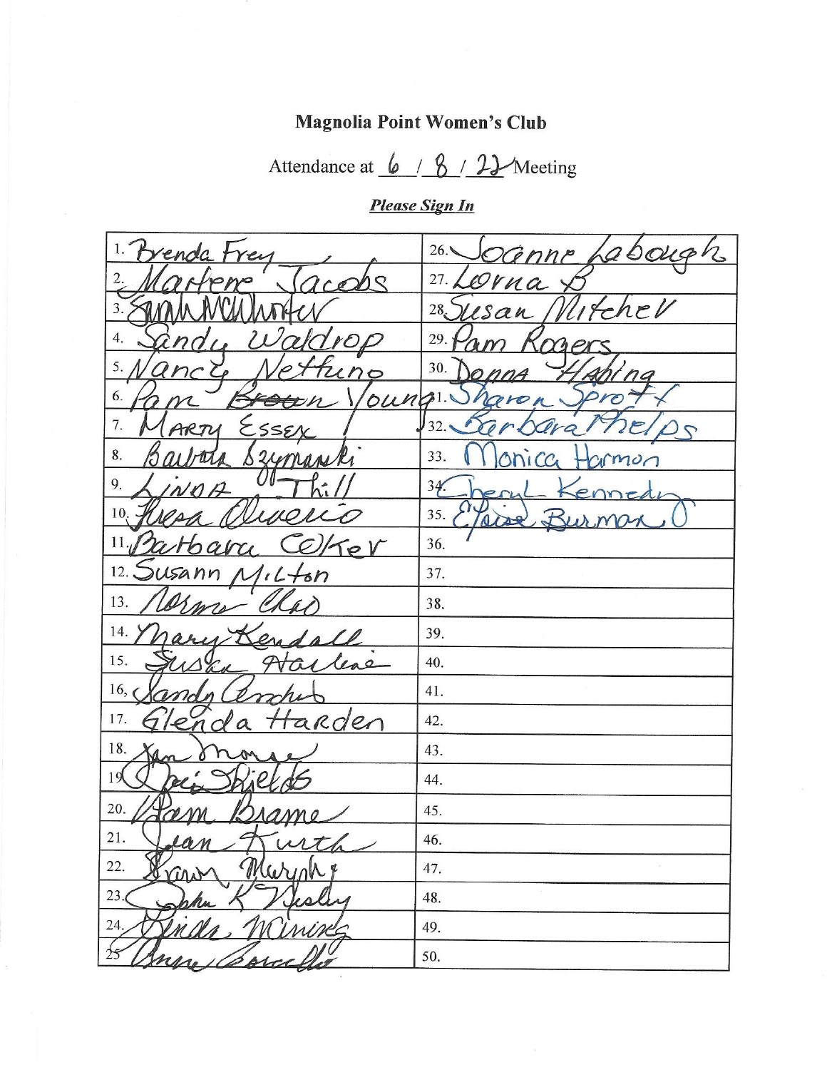# Magnolia Point Women's Club

Attendance at 6 / 8 / 22 Meeting

***Please Sign In***

| | |
|---|---|
| 1. Brenda Frey | 26. Joanne Labaugh |
| 2. Marlene Jacobs | 27. Lorna B |
| 3. Sarah McWhorter | 28. Susan Mitchell |
| 4. Sandy Waldrop | 29. Pam Rogers |
| 5. Nancy Nettuno | 30. Donna Habing |
| 6. Pam ~~Brown~~ Young | 31. Sharon Sprott |
| 7. Marty Essex | 32. Barbara Phelps |
| 8. Barbara Szymanski | 33. Monica Harmon |
| 9. Linda Thill | 34. Cheryl Kennedy |
| 10. Teresa Oliverio | 35. Elaine Burman |
| 11. Barbara Colker | 36. |
| 12. Susann Milton | 37. |
| 13. Norma Clao | 38. |
| 14. Mary Kendall | 39. |
| 15. Susan Harlene | 40. |
| 16. Sandy Archer | 41. |
| 17. Glenda Harden | 42. |
| 18. Jan Monroe | 43. |
| 19. Jeri Shields | 44. |
| 20. Pam Brame | 45. |
| 21. Jean Kurth | 46. |
| 22. Karen Murphy | 47. |
| 23. John K Wesley | 48. |
| 24. Linda Mining | 49. |
| 25. Anne Borello | 50. |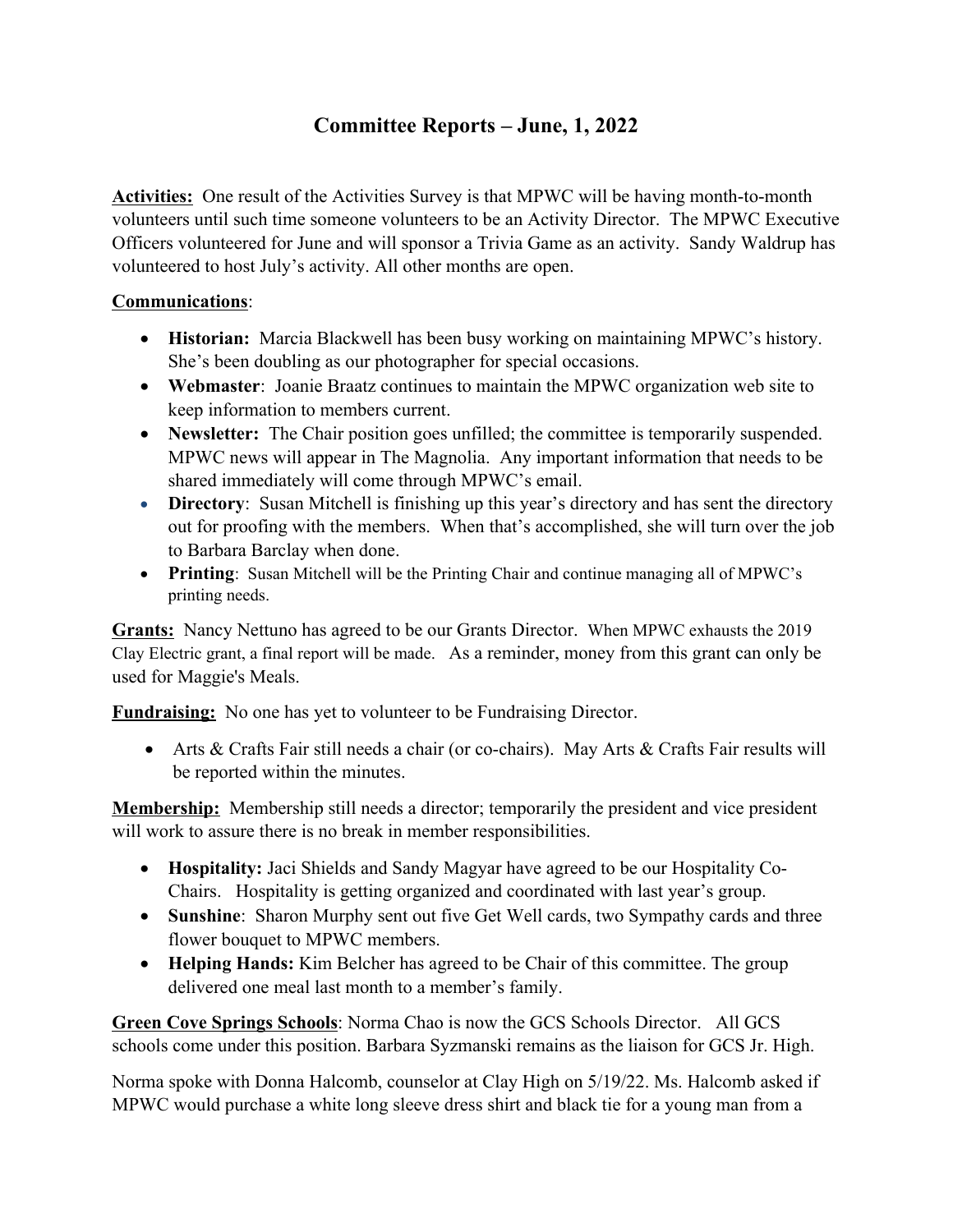# Committee Reports – June, 1, 2022

**Activities:** One result of the Activities Survey is that MPWC will be having month-to-month volunteers until such time someone volunteers to be an Activity Director. The MPWC Executive Officers volunteered for June and will sponsor a Trivia Game as an activity. Sandy Waldrup has volunteered to host July's activity. All other months are open.

**Communications**:

- **Historian:** Marcia Blackwell has been busy working on maintaining MPWC's history. She's been doubling as our photographer for special occasions.
- **Webmaster**: Joanie Braatz continues to maintain the MPWC organization web site to keep information to members current.
- **Newsletter:** The Chair position goes unfilled; the committee is temporarily suspended. MPWC news will appear in The Magnolia. Any important information that needs to be shared immediately will come through MPWC's email.
- **Directory**: Susan Mitchell is finishing up this year's directory and has sent the directory out for proofing with the members. When that's accomplished, she will turn over the job to Barbara Barclay when done.
- **Printing**: Susan Mitchell will be the Printing Chair and continue managing all of MPWC's printing needs.

**Grants:** Nancy Nettuno has agreed to be our Grants Director. When MPWC exhausts the 2019 Clay Electric grant, a final report will be made. As a reminder, money from this grant can only be used for Maggie's Meals.

**Fundraising:** No one has yet to volunteer to be Fundraising Director.

- Arts & Crafts Fair still needs a chair (or co-chairs). May Arts & Crafts Fair results will be reported within the minutes.

**Membership:** Membership still needs a director; temporarily the president and vice president will work to assure there is no break in member responsibilities.

- **Hospitality:** Jaci Shields and Sandy Magyar have agreed to be our Hospitality Co-Chairs. Hospitality is getting organized and coordinated with last year's group.
- **Sunshine**: Sharon Murphy sent out five Get Well cards, two Sympathy cards and three flower bouquet to MPWC members.
- **Helping Hands:** Kim Belcher has agreed to be Chair of this committee. The group delivered one meal last month to a member's family.

**Green Cove Springs Schools**: Norma Chao is now the GCS Schools Director. All GCS schools come under this position. Barbara Syzmanski remains as the liaison for GCS Jr. High.

Norma spoke with Donna Halcomb, counselor at Clay High on 5/19/22. Ms. Halcomb asked if MPWC would purchase a white long sleeve dress shirt and black tie for a young man from a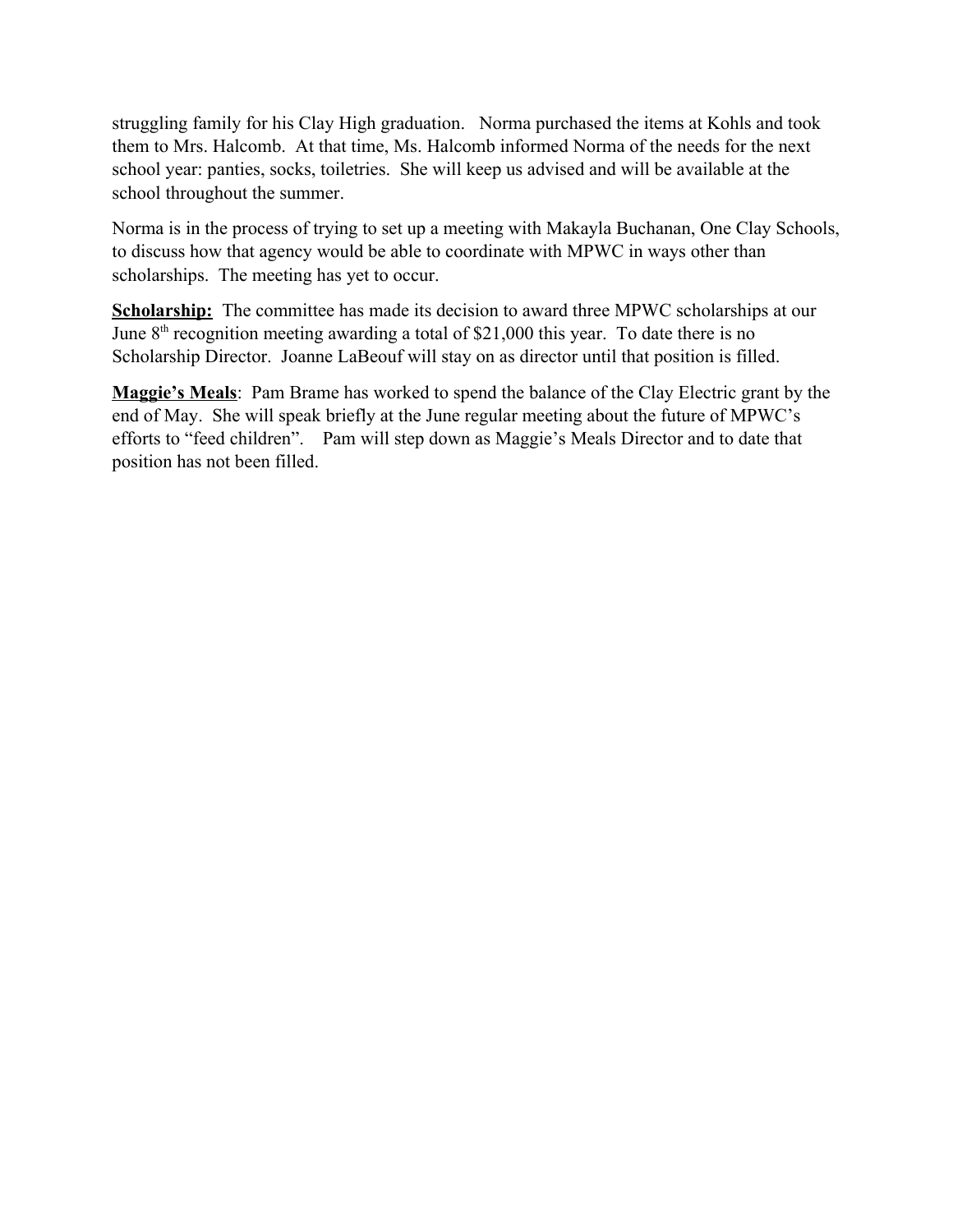struggling family for his Clay High graduation. Norma purchased the items at Kohls and took them to Mrs. Halcomb. At that time, Ms. Halcomb informed Norma of the needs for the next school year: panties, socks, toiletries. She will keep us advised and will be available at the school throughout the summer.

Norma is in the process of trying to set up a meeting with Makayla Buchanan, One Clay Schools, to discuss how that agency would be able to coordinate with MPWC in ways other than scholarships. The meeting has yet to occur.

**Scholarship:** The committee has made its decision to award three MPWC scholarships at our June 8th recognition meeting awarding a total of $21,000 this year. To date there is no Scholarship Director. Joanne LaBeouf will stay on as director until that position is filled.

**Maggie's Meals**: Pam Brame has worked to spend the balance of the Clay Electric grant by the end of May. She will speak briefly at the June regular meeting about the future of MPWC's efforts to "feed children". Pam will step down as Maggie's Meals Director and to date that position has not been filled.